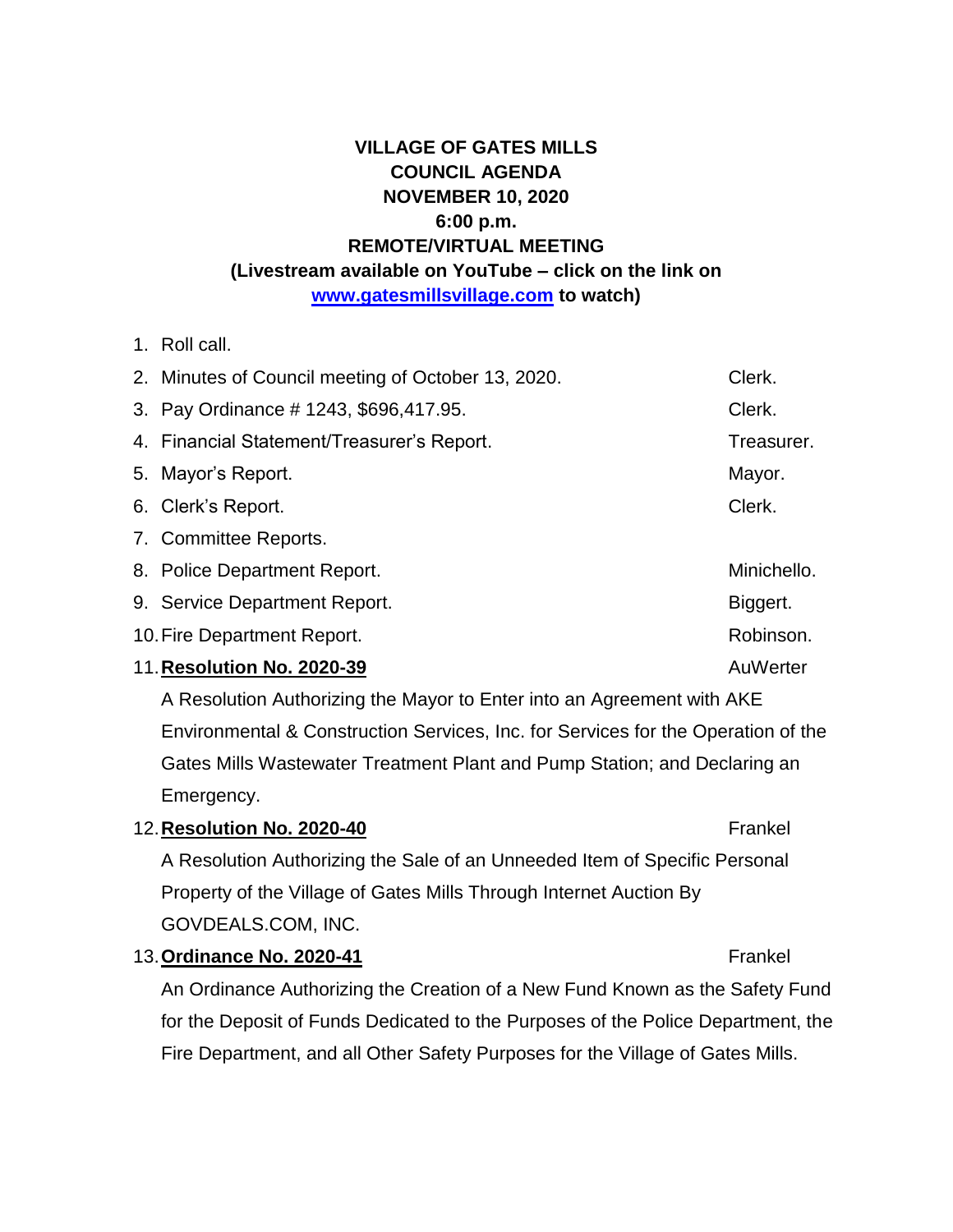**VILLAGE OF GATES MILLS**
**COUNCIL AGENDA**
**NOVEMBER 10, 2020**
**6:00 p.m.**
**REMOTE/VIRTUAL MEETING**
**(Livestream available on YouTube – click on the link on [www.gatesmillsvillage.com](http://www.gatesmillsvillage.com) to watch)**

1. Roll call.
2. Minutes of Council meeting of October 13, 2020. — Clerk.
3. Pay Ordinance # 1243, $696,417.95. — Clerk.
4. Financial Statement/Treasurer's Report. — Treasurer.
5. Mayor's Report. — Mayor.
6. Clerk's Report. — Clerk.
7. Committee Reports.
8. Police Department Report. — Minichello.
9. Service Department Report. — Biggert.
10. Fire Department Report. — Robinson.
11. **Resolution No. 2020-39** — AuWerter

    A Resolution Authorizing the Mayor to Enter into an Agreement with AKE Environmental & Construction Services, Inc. for Services for the Operation of the Gates Mills Wastewater Treatment Plant and Pump Station; and Declaring an Emergency.

12. **Resolution No. 2020-40** — Frankel

    A Resolution Authorizing the Sale of an Unneeded Item of Specific Personal Property of the Village of Gates Mills Through Internet Auction By GOVDEALS.COM, INC.

13. **Ordinance No. 2020-41** — Frankel

    An Ordinance Authorizing the Creation of a New Fund Known as the Safety Fund for the Deposit of Funds Dedicated to the Purposes of the Police Department, the Fire Department, and all Other Safety Purposes for the Village of Gates Mills.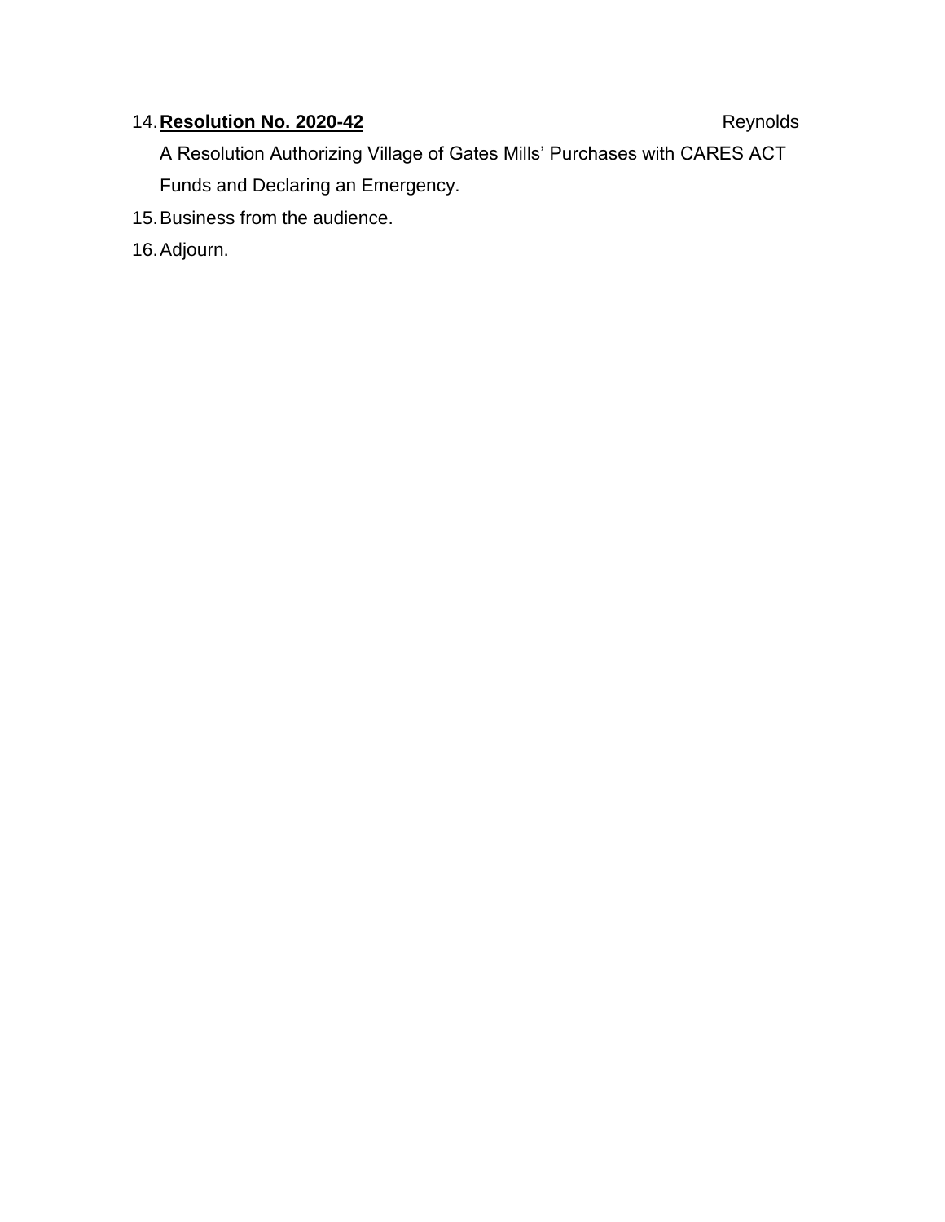14. **Resolution No. 2020-42** Reynolds

    A Resolution Authorizing Village of Gates Mills' Purchases with CARES ACT Funds and Declaring an Emergency.

15. Business from the audience.
16. Adjourn.